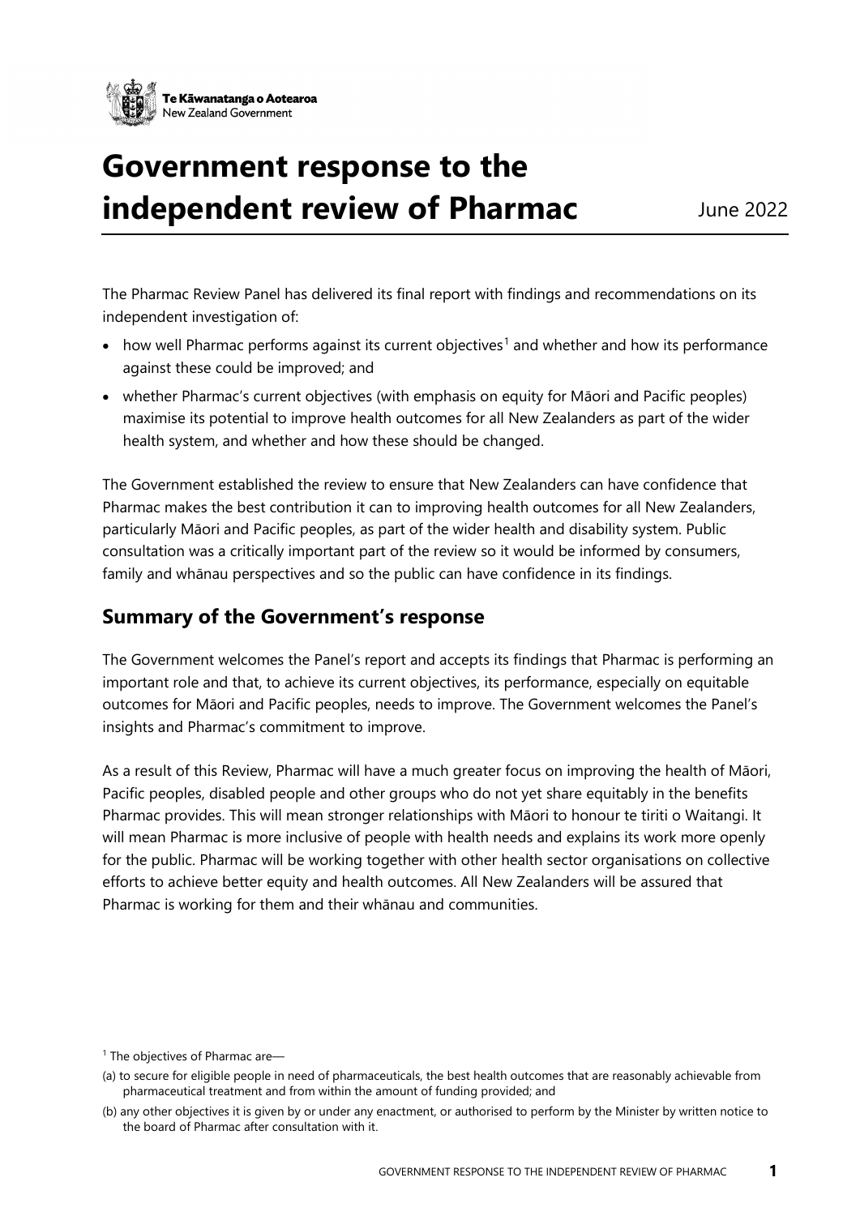Te Kāwanatanga o Aotearoa
New Zealand Government

# Government response to the independent review of Pharmac

June 2022

The Pharmac Review Panel has delivered its final report with findings and recommendations on its independent investigation of:

- how well Pharmac performs against its current objectives[1] and whether and how its performance against these could be improved; and
- whether Pharmac's current objectives (with emphasis on equity for Māori and Pacific peoples) maximise its potential to improve health outcomes for all New Zealanders as part of the wider health system, and whether and how these should be changed.

The Government established the review to ensure that New Zealanders can have confidence that Pharmac makes the best contribution it can to improving health outcomes for all New Zealanders, particularly Māori and Pacific peoples, as part of the wider health and disability system. Public consultation was a critically important part of the review so it would be informed by consumers, family and whānau perspectives and so the public can have confidence in its findings.

## Summary of the Government's response

The Government welcomes the Panel's report and accepts its findings that Pharmac is performing an important role and that, to achieve its current objectives, its performance, especially on equitable outcomes for Māori and Pacific peoples, needs to improve. The Government welcomes the Panel's insights and Pharmac's commitment to improve.

As a result of this Review, Pharmac will have a much greater focus on improving the health of Māori, Pacific peoples, disabled people and other groups who do not yet share equitably in the benefits Pharmac provides. This will mean stronger relationships with Māori to honour te tiriti o Waitangi. It will mean Pharmac is more inclusive of people with health needs and explains its work more openly for the public. Pharmac will be working together with other health sector organisations on collective efforts to achieve better equity and health outcomes. All New Zealanders will be assured that Pharmac is working for them and their whānau and communities.

---

[1] The objectives of Pharmac are—

(a) to secure for eligible people in need of pharmaceuticals, the best health outcomes that are reasonably achievable from pharmaceutical treatment and from within the amount of funding provided; and

(b) any other objectives it is given by or under any enactment, or authorised to perform by the Minister by written notice to the board of Pharmac after consultation with it.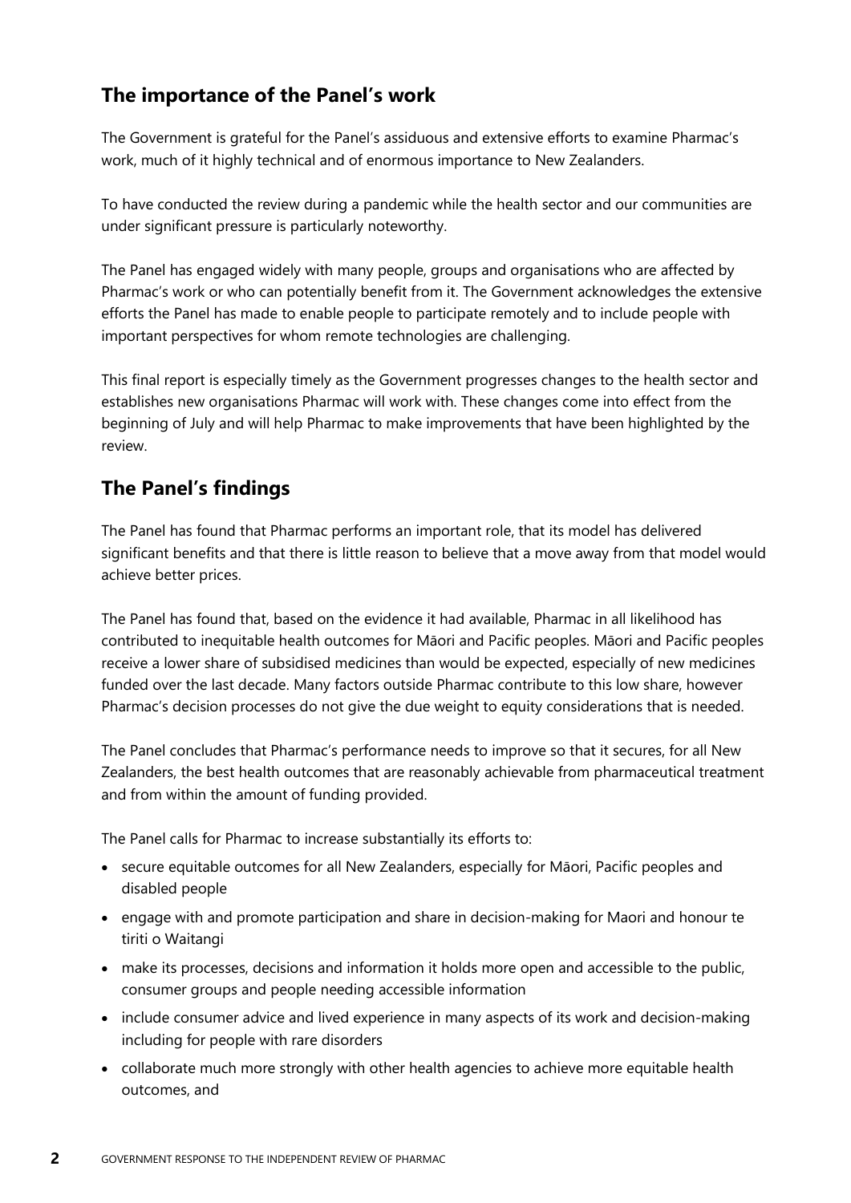## The importance of the Panel's work

The Government is grateful for the Panel's assiduous and extensive efforts to examine Pharmac's work, much of it highly technical and of enormous importance to New Zealanders.

To have conducted the review during a pandemic while the health sector and our communities are under significant pressure is particularly noteworthy.

The Panel has engaged widely with many people, groups and organisations who are affected by Pharmac's work or who can potentially benefit from it. The Government acknowledges the extensive efforts the Panel has made to enable people to participate remotely and to include people with important perspectives for whom remote technologies are challenging.

This final report is especially timely as the Government progresses changes to the health sector and establishes new organisations Pharmac will work with. These changes come into effect from the beginning of July and will help Pharmac to make improvements that have been highlighted by the review.

## The Panel's findings

The Panel has found that Pharmac performs an important role, that its model has delivered significant benefits and that there is little reason to believe that a move away from that model would achieve better prices.

The Panel has found that, based on the evidence it had available, Pharmac in all likelihood has contributed to inequitable health outcomes for Māori and Pacific peoples. Māori and Pacific peoples receive a lower share of subsidised medicines than would be expected, especially of new medicines funded over the last decade. Many factors outside Pharmac contribute to this low share, however Pharmac's decision processes do not give the due weight to equity considerations that is needed.

The Panel concludes that Pharmac's performance needs to improve so that it secures, for all New Zealanders, the best health outcomes that are reasonably achievable from pharmaceutical treatment and from within the amount of funding provided.

The Panel calls for Pharmac to increase substantially its efforts to:

- secure equitable outcomes for all New Zealanders, especially for Māori, Pacific peoples and disabled people
- engage with and promote participation and share in decision-making for Maori and honour te tiriti o Waitangi
- make its processes, decisions and information it holds more open and accessible to the public, consumer groups and people needing accessible information
- include consumer advice and lived experience in many aspects of its work and decision-making including for people with rare disorders
- collaborate much more strongly with other health agencies to achieve more equitable health outcomes, and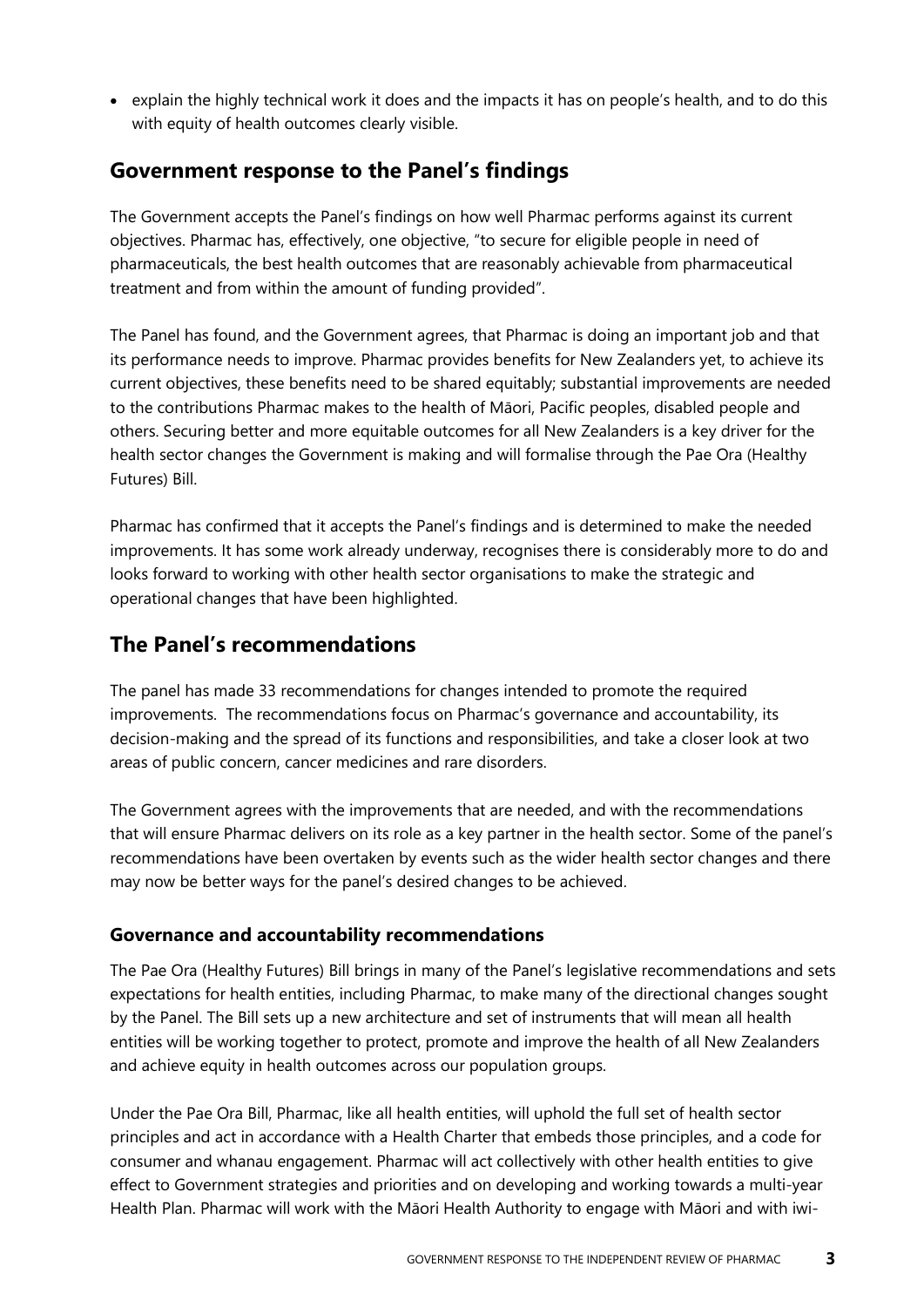- explain the highly technical work it does and the impacts it has on people's health, and to do this with equity of health outcomes clearly visible.

## Government response to the Panel's findings

The Government accepts the Panel's findings on how well Pharmac performs against its current objectives. Pharmac has, effectively, one objective, "to secure for eligible people in need of pharmaceuticals, the best health outcomes that are reasonably achievable from pharmaceutical treatment and from within the amount of funding provided".

The Panel has found, and the Government agrees, that Pharmac is doing an important job and that its performance needs to improve. Pharmac provides benefits for New Zealanders yet, to achieve its current objectives, these benefits need to be shared equitably; substantial improvements are needed to the contributions Pharmac makes to the health of Māori, Pacific peoples, disabled people and others. Securing better and more equitable outcomes for all New Zealanders is a key driver for the health sector changes the Government is making and will formalise through the Pae Ora (Healthy Futures) Bill.

Pharmac has confirmed that it accepts the Panel's findings and is determined to make the needed improvements. It has some work already underway, recognises there is considerably more to do and looks forward to working with other health sector organisations to make the strategic and operational changes that have been highlighted.

## The Panel's recommendations

The panel has made 33 recommendations for changes intended to promote the required improvements. The recommendations focus on Pharmac's governance and accountability, its decision-making and the spread of its functions and responsibilities, and take a closer look at two areas of public concern, cancer medicines and rare disorders.

The Government agrees with the improvements that are needed, and with the recommendations that will ensure Pharmac delivers on its role as a key partner in the health sector. Some of the panel's recommendations have been overtaken by events such as the wider health sector changes and there may now be better ways for the panel's desired changes to be achieved.

### Governance and accountability recommendations

The Pae Ora (Healthy Futures) Bill brings in many of the Panel's legislative recommendations and sets expectations for health entities, including Pharmac, to make many of the directional changes sought by the Panel. The Bill sets up a new architecture and set of instruments that will mean all health entities will be working together to protect, promote and improve the health of all New Zealanders and achieve equity in health outcomes across our population groups.

Under the Pae Ora Bill, Pharmac, like all health entities, will uphold the full set of health sector principles and act in accordance with a Health Charter that embeds those principles, and a code for consumer and whanau engagement. Pharmac will act collectively with other health entities to give effect to Government strategies and priorities and on developing and working towards a multi-year Health Plan. Pharmac will work with the Māori Health Authority to engage with Māori and with iwi-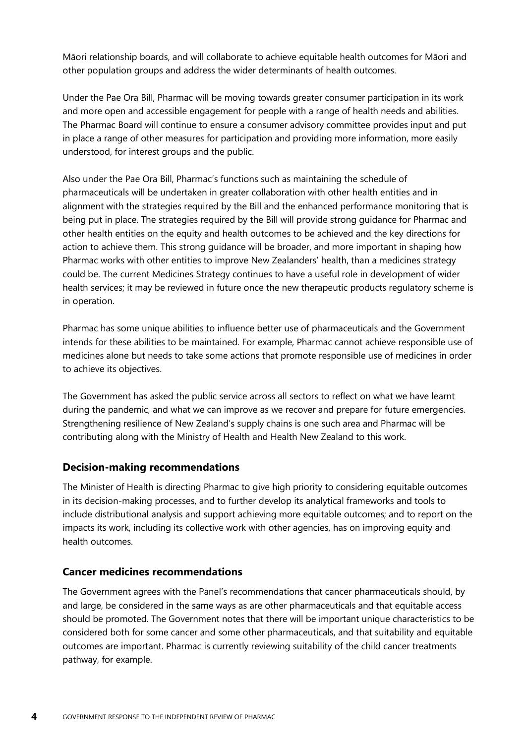Māori relationship boards, and will collaborate to achieve equitable health outcomes for Māori and other population groups and address the wider determinants of health outcomes.

Under the Pae Ora Bill, Pharmac will be moving towards greater consumer participation in its work and more open and accessible engagement for people with a range of health needs and abilities. The Pharmac Board will continue to ensure a consumer advisory committee provides input and put in place a range of other measures for participation and providing more information, more easily understood, for interest groups and the public.

Also under the Pae Ora Bill, Pharmac's functions such as maintaining the schedule of pharmaceuticals will be undertaken in greater collaboration with other health entities and in alignment with the strategies required by the Bill and the enhanced performance monitoring that is being put in place. The strategies required by the Bill will provide strong guidance for Pharmac and other health entities on the equity and health outcomes to be achieved and the key directions for action to achieve them. This strong guidance will be broader, and more important in shaping how Pharmac works with other entities to improve New Zealanders' health, than a medicines strategy could be. The current Medicines Strategy continues to have a useful role in development of wider health services; it may be reviewed in future once the new therapeutic products regulatory scheme is in operation.

Pharmac has some unique abilities to influence better use of pharmaceuticals and the Government intends for these abilities to be maintained. For example, Pharmac cannot achieve responsible use of medicines alone but needs to take some actions that promote responsible use of medicines in order to achieve its objectives.

The Government has asked the public service across all sectors to reflect on what we have learnt during the pandemic, and what we can improve as we recover and prepare for future emergencies. Strengthening resilience of New Zealand's supply chains is one such area and Pharmac will be contributing along with the Ministry of Health and Health New Zealand to this work.

### Decision-making recommendations

The Minister of Health is directing Pharmac to give high priority to considering equitable outcomes in its decision-making processes, and to further develop its analytical frameworks and tools to include distributional analysis and support achieving more equitable outcomes; and to report on the impacts its work, including its collective work with other agencies, has on improving equity and health outcomes.

### Cancer medicines recommendations

The Government agrees with the Panel's recommendations that cancer pharmaceuticals should, by and large, be considered in the same ways as are other pharmaceuticals and that equitable access should be promoted. The Government notes that there will be important unique characteristics to be considered both for some cancer and some other pharmaceuticals, and that suitability and equitable outcomes are important. Pharmac is currently reviewing suitability of the child cancer treatments pathway, for example.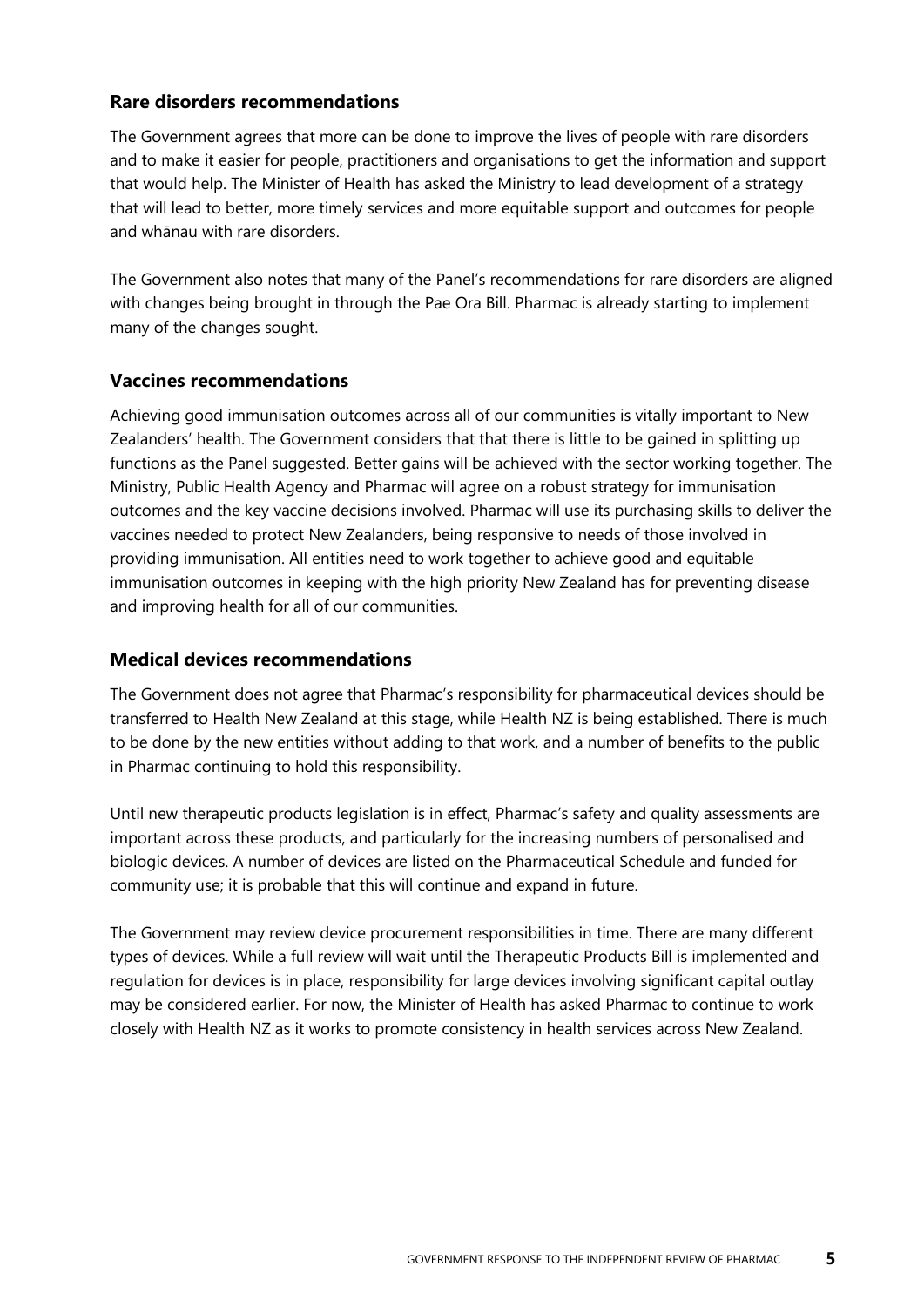## Rare disorders recommendations

The Government agrees that more can be done to improve the lives of people with rare disorders and to make it easier for people, practitioners and organisations to get the information and support that would help. The Minister of Health has asked the Ministry to lead development of a strategy that will lead to better, more timely services and more equitable support and outcomes for people and whānau with rare disorders.

The Government also notes that many of the Panel's recommendations for rare disorders are aligned with changes being brought in through the Pae Ora Bill. Pharmac is already starting to implement many of the changes sought.

## Vaccines recommendations

Achieving good immunisation outcomes across all of our communities is vitally important to New Zealanders' health. The Government considers that that there is little to be gained in splitting up functions as the Panel suggested. Better gains will be achieved with the sector working together. The Ministry, Public Health Agency and Pharmac will agree on a robust strategy for immunisation outcomes and the key vaccine decisions involved. Pharmac will use its purchasing skills to deliver the vaccines needed to protect New Zealanders, being responsive to needs of those involved in providing immunisation. All entities need to work together to achieve good and equitable immunisation outcomes in keeping with the high priority New Zealand has for preventing disease and improving health for all of our communities.

## Medical devices recommendations

The Government does not agree that Pharmac's responsibility for pharmaceutical devices should be transferred to Health New Zealand at this stage, while Health NZ is being established. There is much to be done by the new entities without adding to that work, and a number of benefits to the public in Pharmac continuing to hold this responsibility.

Until new therapeutic products legislation is in effect, Pharmac's safety and quality assessments are important across these products, and particularly for the increasing numbers of personalised and biologic devices. A number of devices are listed on the Pharmaceutical Schedule and funded for community use; it is probable that this will continue and expand in future.

The Government may review device procurement responsibilities in time. There are many different types of devices. While a full review will wait until the Therapeutic Products Bill is implemented and regulation for devices is in place, responsibility for large devices involving significant capital outlay may be considered earlier. For now, the Minister of Health has asked Pharmac to continue to work closely with Health NZ as it works to promote consistency in health services across New Zealand.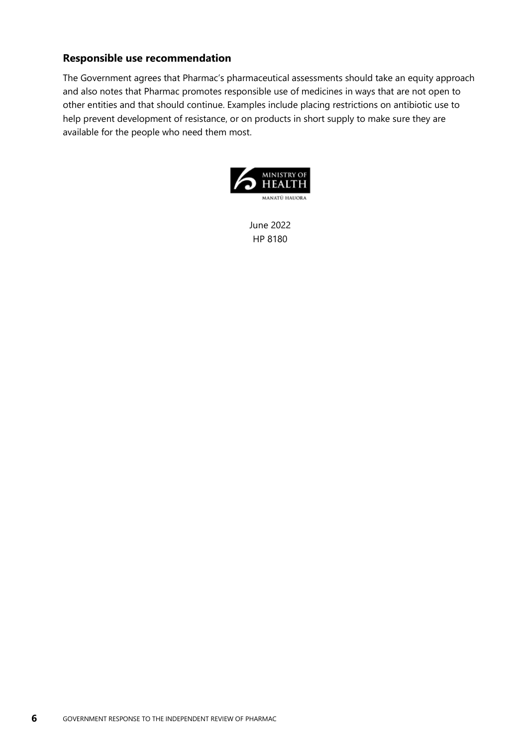### Responsible use recommendation

The Government agrees that Pharmac's pharmaceutical assessments should take an equity approach and also notes that Pharmac promotes responsible use of medicines in ways that are not open to other entities and that should continue. Examples include placing restrictions on antibiotic use to help prevent development of resistance, or on products in short supply to make sure they are available for the people who need them most.

MINISTRY OF HEALTH
MANATŪ HAUORA

June 2022
HP 8180